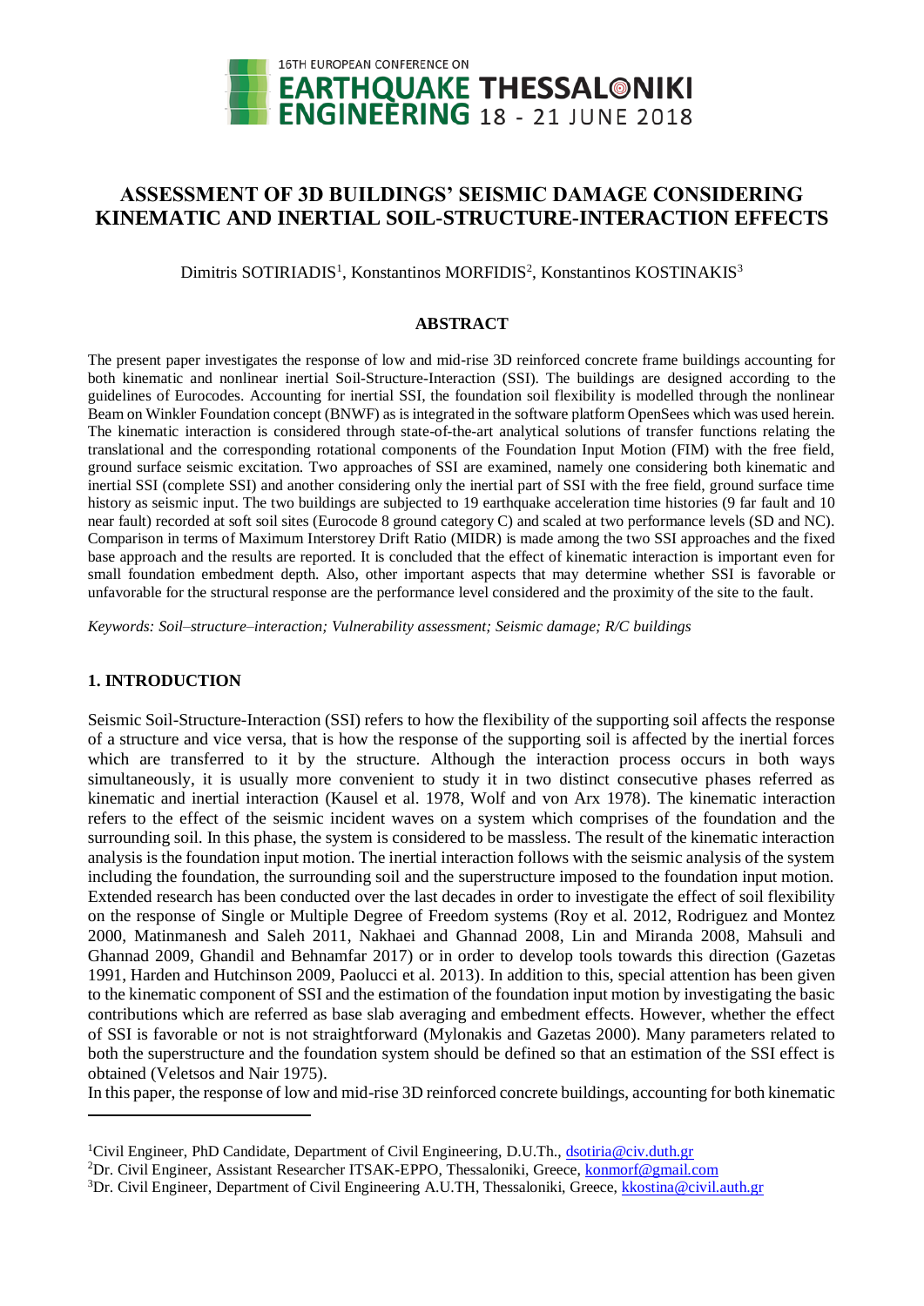# ASSESSMENT OF 3D BUILDINGS' SEISMIC DAMAGE CONSIDERING KINEMATIC AND INERTIAL SOIL-STRUCTURE-INTERACTION EFFECTS

Dimitris SOTIRIADIS[1], Konstantinos MORFIDIS[2], Konstantinos KOSTINAKIS[3]

## ABSTRACT

The present paper investigates the response of low and mid-rise 3D reinforced concrete frame buildings accounting for both kinematic and nonlinear inertial Soil-Structure-Interaction (SSI). The buildings are designed according to the guidelines of Eurocodes. Accounting for inertial SSI, the foundation soil flexibility is modelled through the nonlinear Beam on Winkler Foundation concept (BNWF) as is integrated in the software platform OpenSees which was used herein. The kinematic interaction is considered through state-of-the-art analytical solutions of transfer functions relating the translational and the corresponding rotational components of the Foundation Input Motion (FIM) with the free field, ground surface seismic excitation. Two approaches of SSI are examined, namely one considering both kinematic and inertial SSI (complete SSI) and another considering only the inertial part of SSI with the free field, ground surface time history as seismic input. The two buildings are subjected to 19 earthquake acceleration time histories (9 far fault and 10 near fault) recorded at soft soil sites (Eurocode 8 ground category C) and scaled at two performance levels (SD and NC). Comparison in terms of Maximum Interstorey Drift Ratio (MIDR) is made among the two SSI approaches and the fixed base approach and the results are reported. It is concluded that the effect of kinematic interaction is important even for small foundation embedment depth. Also, other important aspects that may determine whether SSI is favorable or unfavorable for the structural response are the performance level considered and the proximity of the site to the fault.

*Keywords: Soil–structure–interaction; Vulnerability assessment; Seismic damage; R/C buildings*

## 1. INTRODUCTION

Seismic Soil-Structure-Interaction (SSI) refers to how the flexibility of the supporting soil affects the response of a structure and vice versa, that is how the response of the supporting soil is affected by the inertial forces which are transferred to it by the structure. Although the interaction process occurs in both ways simultaneously, it is usually more convenient to study it in two distinct consecutive phases referred as kinematic and inertial interaction (Kausel et al. 1978, Wolf and von Arx 1978). The kinematic interaction refers to the effect of the seismic incident waves on a system which comprises of the foundation and the surrounding soil. In this phase, the system is considered to be massless. The result of the kinematic interaction analysis is the foundation input motion. The inertial interaction follows with the seismic analysis of the system including the foundation, the surrounding soil and the superstructure imposed to the foundation input motion. Extended research has been conducted over the last decades in order to investigate the effect of soil flexibility on the response of Single or Multiple Degree of Freedom systems (Roy et al. 2012, Rodriguez and Montez 2000, Matinmanesh and Saleh 2011, Nakhaei and Ghannad 2008, Lin and Miranda 2008, Mahsuli and Ghannad 2009, Ghandil and Behnamfar 2017) or in order to develop tools towards this direction (Gazetas 1991, Harden and Hutchinson 2009, Paolucci et al. 2013). In addition to this, special attention has been given to the kinematic component of SSI and the estimation of the foundation input motion by investigating the basic contributions which are referred as base slab averaging and embedment effects. However, whether the effect of SSI is favorable or not is not straightforward (Mylonakis and Gazetas 2000). Many parameters related to both the superstructure and the foundation system should be defined so that an estimation of the SSI effect is obtained (Veletsos and Nair 1975).

In this paper, the response of low and mid-rise 3D reinforced concrete buildings, accounting for both kinematic

---

[1]Civil Engineer, PhD Candidate, Department of Civil Engineering, D.U.Th., dsotiria@civ.duth.gr

[2]Dr. Civil Engineer, Assistant Researcher ITSAK-EPPO, Thessaloniki, Greece, konmorf@gmail.com

[3]Dr. Civil Engineer, Department of Civil Engineering A.U.TH, Thessaloniki, Greece, kkostina@civil.auth.gr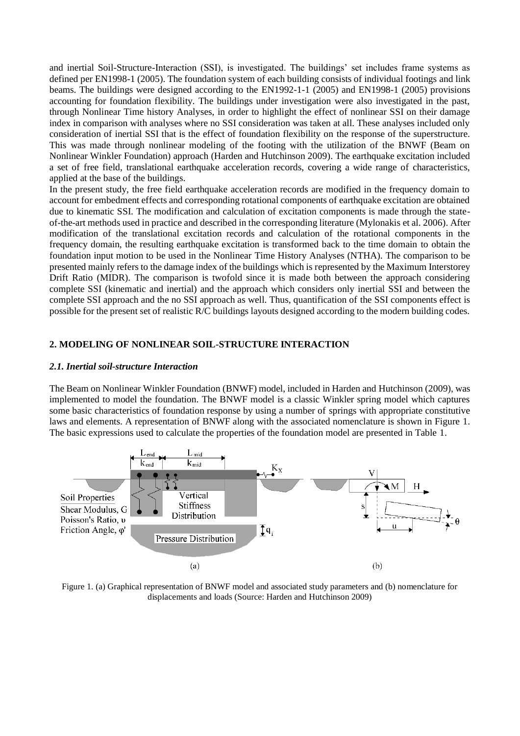and inertial Soil-Structure-Interaction (SSI), is investigated. The buildings' set includes frame systems as defined per EN1998-1 (2005). The foundation system of each building consists of individual footings and link beams. The buildings were designed according to the EN1992-1-1 (2005) and EN1998-1 (2005) provisions accounting for foundation flexibility. The buildings under investigation were also investigated in the past, through Nonlinear Time history Analyses, in order to highlight the effect of nonlinear SSI on their damage index in comparison with analyses where no SSI consideration was taken at all. These analyses included only consideration of inertial SSI that is the effect of foundation flexibility on the response of the superstructure. This was made through nonlinear modeling of the footing with the utilization of the BNWF (Beam on Nonlinear Winkler Foundation) approach (Harden and Hutchinson 2009). The earthquake excitation included a set of free field, translational earthquake acceleration records, covering a wide range of characteristics, applied at the base of the buildings.

In the present study, the free field earthquake acceleration records are modified in the frequency domain to account for embedment effects and corresponding rotational components of earthquake excitation are obtained due to kinematic SSI. The modification and calculation of excitation components is made through the state-of-the-art methods used in practice and described in the corresponding literature (Mylonakis et al. 2006). After modification of the translational excitation records and calculation of the rotational components in the frequency domain, the resulting earthquake excitation is transformed back to the time domain to obtain the foundation input motion to be used in the Nonlinear Time History Analyses (NTHA). The comparison to be presented mainly refers to the damage index of the buildings which is represented by the Maximum Interstorey Drift Ratio (MIDR). The comparison is twofold since it is made both between the approach considering complete SSI (kinematic and inertial) and the approach which considers only inertial SSI and between the complete SSI approach and the no SSI approach as well. Thus, quantification of the SSI components effect is possible for the present set of realistic R/C buildings layouts designed according to the modern building codes.

## 2. MODELING OF NONLINEAR SOIL-STRUCTURE INTERACTION

### *2.1. Inertial soil-structure Interaction*

The Beam on Nonlinear Winkler Foundation (BNWF) model, included in Harden and Hutchinson (2009), was implemented to model the foundation. The BNWF model is a classic Winkler spring model which captures some basic characteristics of foundation response by using a number of springs with appropriate constitutive laws and elements. A representation of BNWF along with the associated nomenclature is shown in Figure 1. The basic expressions used to calculate the properties of the foundation model are presented in Table 1.

Figure 1. (a) Graphical representation of BNWF model and associated study parameters and (b) nomenclature for displacements and loads (Source: Harden and Hutchinson 2009)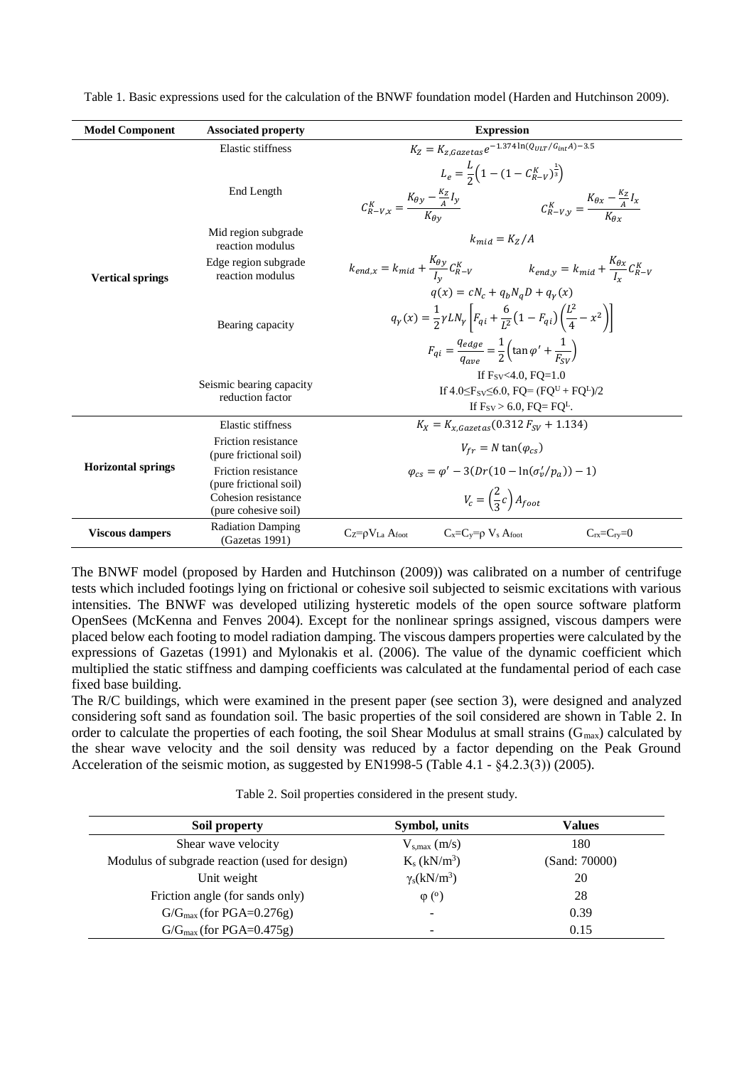Table 1. Basic expressions used for the calculation of the BNWF foundation model (Harden and Hutchinson 2009).

| Model Component | Associated property | Expression |
|---|---|---|
| Vertical springs | Elastic stiffness | $K_Z = K_{z,Gazetas} e^{-1.374\ln(Q_{ULT}/G_{int}A)-3.5}$ |
| | End Length | $L_e = \frac{L}{2}\left(1-(1-C^K_{R-V})^{\frac{1}{3}}\right)$ <br> $C^K_{R-V,x} = \frac{K_{\theta y} - \frac{K_Z}{A} I_y}{K_{\theta y}}$ $\quad C^K_{R-V,y} = \frac{K_{\theta x} - \frac{K_Z}{A} I_x}{K_{\theta x}}$ |
| | Mid region subgrade reaction modulus | $k_{mid} = K_Z / A$ |
| | Edge region subgrade reaction modulus | $k_{end,x} = k_{mid} + \frac{K_{\theta y}}{I_y} C^K_{R-V}$ $\quad k_{end,y} = k_{mid} + \frac{K_{\theta x}}{I_x} C^K_{R-V}$ |
| | Bearing capacity | $q(x) = cN_c + q_b N_q D + q_\gamma(x)$ <br> $q_\gamma(x) = \frac{1}{2}\gamma L N_\gamma \left[F_{qi} + \frac{6}{L^2}(1-F_{qi})\left(\frac{L^2}{4} - x^2\right)\right]$ <br> $F_{qi} = \frac{q_{edge}}{q_{ave}} = \frac{1}{2}\left(\tan\varphi' + \frac{1}{F_{SV}}\right)$ |
| | Seismic bearing capacity reduction factor | If $F_{SV}<4.0$, FQ=1.0 <br> If $4.0 \leq F_{SV} \leq 6.0$, FQ= $(FQ^U + FQ^L)/2$ <br> If $F_{SV} > 6.0$, FQ= $FQ^L$. |
| Horizontal springs | Elastic stiffness | $K_X = K_{x,Gazetas}(0.312\, F_{SV} + 1.134)$ |
| | Friction resistance (pure frictional soil) | $V_{fr} = N \tan(\varphi_{cs})$ |
| | Friction resistance (pure frictional soil) | $\varphi_{cs} = \varphi' - 3(Dr(10 - \ln(\sigma'_v/p_a)) - 1)$ |
| | Cohesion resistance (pure cohesive soil) | $V_c = \left(\frac{2}{3}c\right) A_{foot}$ |
| Viscous dampers | Radiation Damping (Gazetas 1991) | $C_Z = \rho V_{La} A_{foot}$ $\quad C_x = C_y = \rho\, V_s\, A_{foot}$ $\quad C_{rx} = C_{ry} = 0$ |

The BNWF model (proposed by Harden and Hutchinson (2009)) was calibrated on a number of centrifuge tests which included footings lying on frictional or cohesive soil subjected to seismic excitations with various intensities. The BNWF was developed utilizing hysteretic models of the open source software platform OpenSees (McKenna and Fenves 2004). Except for the nonlinear springs assigned, viscous dampers were placed below each footing to model radiation damping. The viscous dampers properties were calculated by the expressions of Gazetas (1991) and Mylonakis et al. (2006). The value of the dynamic coefficient which multiplied the static stiffness and damping coefficients was calculated at the fundamental period of each case fixed base building.

The R/C buildings, which were examined in the present paper (see section 3), were designed and analyzed considering soft sand as foundation soil. The basic properties of the soil considered are shown in Table 2. In order to calculate the properties of each footing, the soil Shear Modulus at small strains ($G_{max}$) calculated by the shear wave velocity and the soil density was reduced by a factor depending on the Peak Ground Acceleration of the seismic motion, as suggested by EN1998-5 (Table 4.1 - §4.2.3(3)) (2005).

Table 2. Soil properties considered in the present study.

| Soil property | Symbol, units | Values |
|---|---|---|
| Shear wave velocity | $V_{s,max}$ (m/s) | 180 |
| Modulus of subgrade reaction (used for design) | $K_s$ (kN/m$^3$) | (Sand: 70000) |
| Unit weight | $\gamma_s$(kN/m$^3$) | 20 |
| Friction angle (for sands only) | $\varphi$ (°) | 28 |
| $G/G_{max}$ (for PGA=0.276g) | - | 0.39 |
| $G/G_{max}$ (for PGA=0.475g) | - | 0.15 |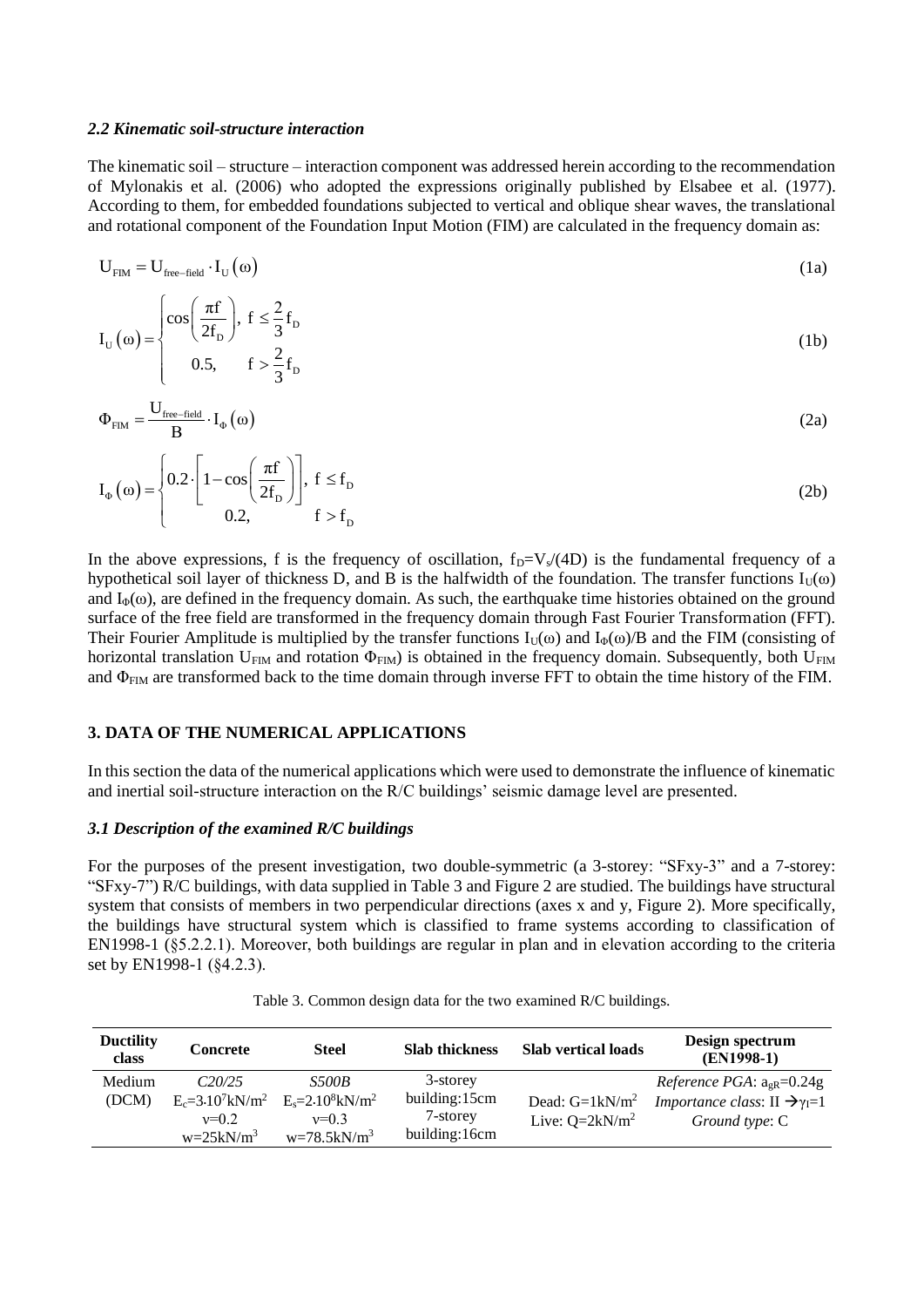### *2.2 Kinematic soil-structure interaction*

The kinematic soil – structure – interaction component was addressed herein according to the recommendation of Mylonakis et al. (2006) who adopted the expressions originally published by Elsabee et al. (1977). According to them, for embedded foundations subjected to vertical and oblique shear waves, the translational and rotational component of the Foundation Input Motion (FIM) are calculated in the frequency domain as:

$$U_{FIM} = U_{free-field} \cdot I_U(\omega) \tag{1a}$$

$$I_U(\omega) = \begin{cases} \cos\left(\dfrac{\pi f}{2 f_D}\right), & f \leq \dfrac{2}{3} f_D \\ 0.5, & f > \dfrac{2}{3} f_D \end{cases} \tag{1b}$$

$$\Phi_{FIM} = \frac{U_{free-field}}{B} \cdot I_\Phi(\omega) \tag{2a}$$

$$I_\Phi(\omega) = \begin{cases} 0.2 \cdot \left[1 - \cos\left(\dfrac{\pi f}{2 f_D}\right)\right], & f \leq f_D \\ 0.2, & f > f_D \end{cases} \tag{2b}$$

In the above expressions, f is the frequency of oscillation, $f_D = V_s/(4D)$ is the fundamental frequency of a hypothetical soil layer of thickness D, and B is the halfwidth of the foundation. The transfer functions $I_U(\omega)$ and $I_\Phi(\omega)$, are defined in the frequency domain. As such, the earthquake time histories obtained on the ground surface of the free field are transformed in the frequency domain through Fast Fourier Transformation (FFT). Their Fourier Amplitude is multiplied by the transfer functions $I_U(\omega)$ and $I_\Phi(\omega)/B$ and the FIM (consisting of horizontal translation $U_{FIM}$ and rotation $\Phi_{FIM}$) is obtained in the frequency domain. Subsequently, both $U_{FIM}$ and $\Phi_{FIM}$ are transformed back to the time domain through inverse FFT to obtain the time history of the FIM.

## 3. DATA OF THE NUMERICAL APPLICATIONS

In this section the data of the numerical applications which were used to demonstrate the influence of kinematic and inertial soil-structure interaction on the R/C buildings' seismic damage level are presented.

### *3.1 Description of the examined R/C buildings*

For the purposes of the present investigation, two double-symmetric (a 3-storey: "SFxy-3" and a 7-storey: "SFxy-7") R/C buildings, with data supplied in Table 3 and Figure 2 are studied. The buildings have structural system that consists of members in two perpendicular directions (axes x and y, Figure 2). More specifically, the buildings have structural system which is classified to frame systems according to classification of EN1998-1 (§5.2.2.1). Moreover, both buildings are regular in plan and in elevation according to the criteria set by EN1998-1 (§4.2.3).

Table 3. Common design data for the two examined R/C buildings.

| Ductility class | Concrete | Steel | Slab thickness | Slab vertical loads | Design spectrum (EN1998-1) |
|---|---|---|---|---|---|
| Medium (DCM) | *C20/25* <br> $E_c=3{\cdot}10^7 kN/m^2$ <br> $v=0.2$ <br> $w=25kN/m^3$ | *S500B* <br> $E_s=2{\cdot}10^8 kN/m^2$ <br> $v=0.3$ <br> $w=78.5kN/m^3$ | 3-storey building:15cm <br> 7-storey building:16cm | Dead: $G=1kN/m^2$ <br> Live: $Q=2kN/m^2$ | *Reference PGA*: $a_{gR}=0.24g$ <br> *Importance class*: II $\rightarrow \gamma_I=1$ <br> *Ground type*: C |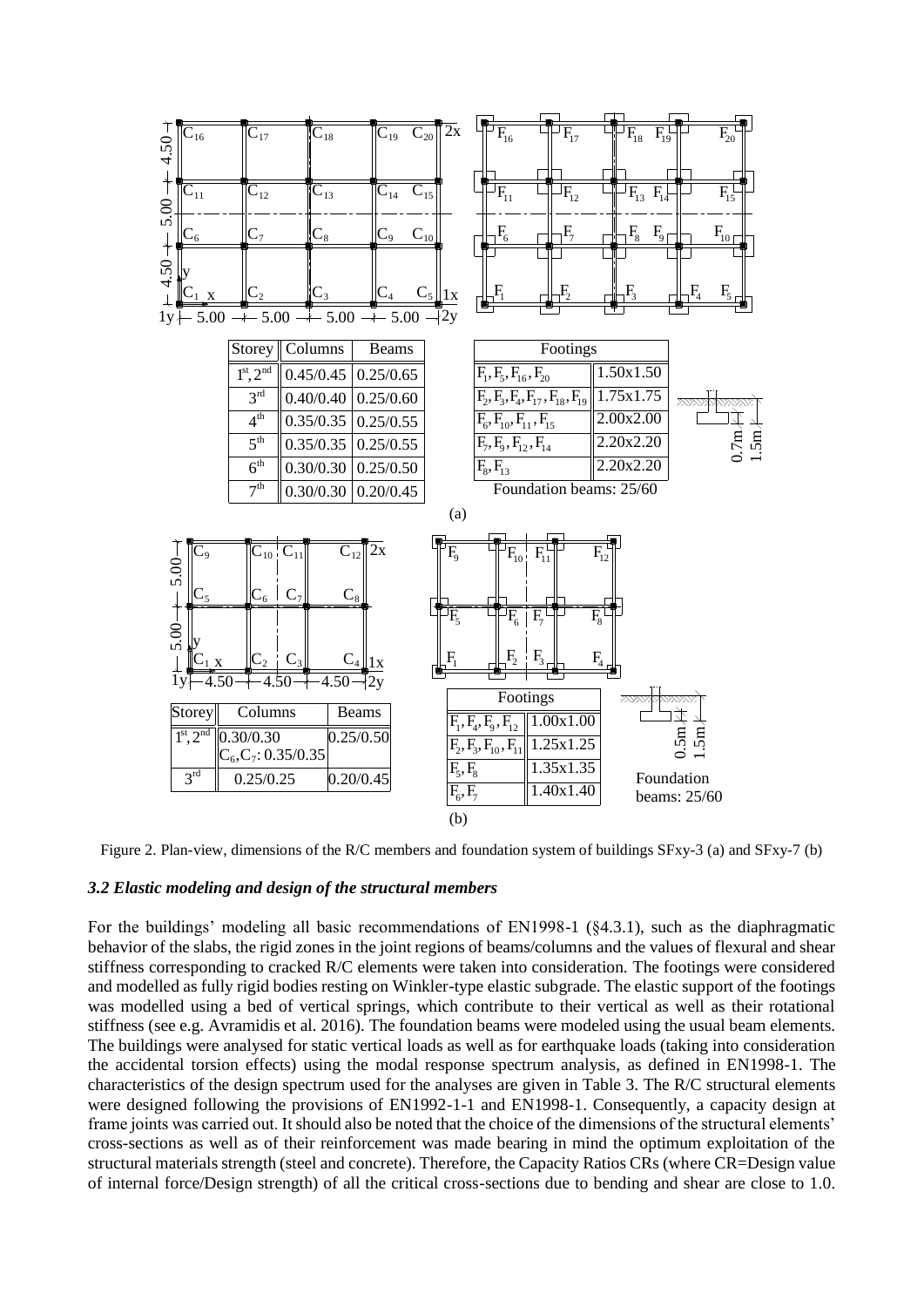| Storey | Columns | Beams |
|---|---|---|
| 1st, 2nd | 0.45/0.45 | 0.25/0.65 |
| 3rd | 0.40/0.40 | 0.25/0.60 |
| 4th | 0.35/0.35 | 0.25/0.55 |
| 5th | 0.35/0.35 | 0.25/0.55 |
| 6th | 0.30/0.30 | 0.25/0.50 |
| 7th | 0.30/0.30 | 0.20/0.45 |

| Footings | |
|---|---|
| $F_1, F_5, F_{16}, F_{20}$ | 1.50x1.50 |
| $F_2, F_3, F_4, F_{17}, F_{18}, F_{19}$ | 1.75x1.75 |
| $F_6, F_{10}, F_{11}, F_{15}$ | 2.00x2.00 |
| $F_7, F_9, F_{12}, F_{14}$ | 2.20x2.20 |
| $F_8, F_{13}$ | 2.20x2.20 |

Foundation beams: 25/60

(a)

| Storey | Columns | Beams |
|---|---|---|
| 1st, 2nd | 0.30/0.30 $C_6, C_7$: 0.35/0.35 | 0.25/0.50 |
| 3rd | 0.25/0.25 | 0.20/0.45 |

| Footings | |
|---|---|
| $F_1, F_4, F_9, F_{12}$ | 1.00x1.00 |
| $F_2, F_3, F_{10}, F_{11}$ | 1.25x1.25 |
| $F_5, F_8$ | 1.35x1.35 |
| $F_6, F_7$ | 1.40x1.40 |

Foundation beams: 25/60

(b)

Figure 2. Plan-view, dimensions of the R/C members and foundation system of buildings SFxy-3 (a) and SFxy-7 (b)

### *3.2 Elastic modeling and design of the structural members*

For the buildings' modeling all basic recommendations of EN1998-1 (§4.3.1), such as the diaphragmatic behavior of the slabs, the rigid zones in the joint regions of beams/columns and the values of flexural and shear stiffness corresponding to cracked R/C elements were taken into consideration. The footings were considered and modelled as fully rigid bodies resting on Winkler-type elastic subgrade. The elastic support of the footings was modelled using a bed of vertical springs, which contribute to their vertical as well as their rotational stiffness (see e.g. Avramidis et al. 2016). The foundation beams were modeled using the usual beam elements. The buildings were analysed for static vertical loads as well as for earthquake loads (taking into consideration the accidental torsion effects) using the modal response spectrum analysis, as defined in EN1998-1. The characteristics of the design spectrum used for the analyses are given in Table 3. The R/C structural elements were designed following the provisions of EN1992-1-1 and EN1998-1. Consequently, a capacity design at frame joints was carried out. It should also be noted that the choice of the dimensions of the structural elements' cross-sections as well as of their reinforcement was made bearing in mind the optimum exploitation of the structural materials strength (steel and concrete). Therefore, the Capacity Ratios CRs (where CR=Design value of internal force/Design strength) of all the critical cross-sections due to bending and shear are close to 1.0.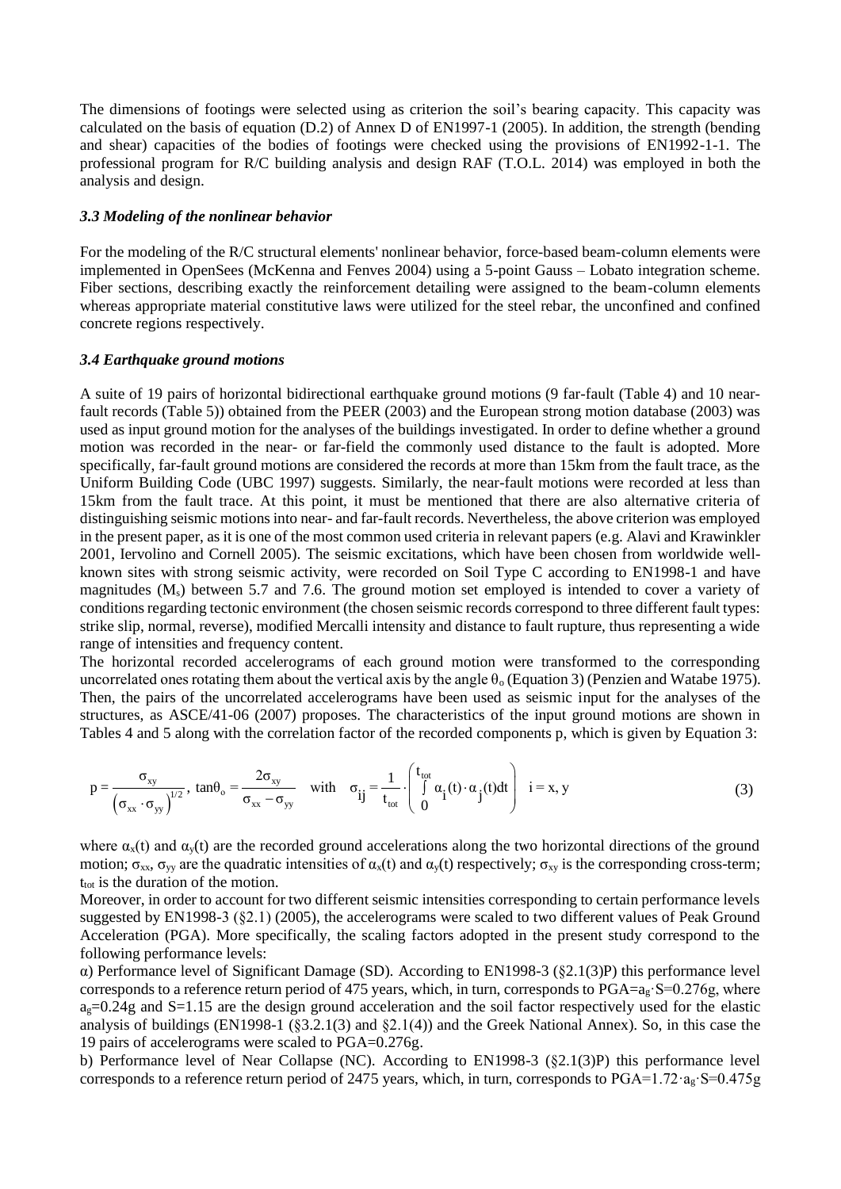The dimensions of footings were selected using as criterion the soil's bearing capacity. This capacity was calculated on the basis of equation (D.2) of Annex D of EN1997-1 (2005). In addition, the strength (bending and shear) capacities of the bodies of footings were checked using the provisions of EN1992-1-1. The professional program for R/C building analysis and design RAF (T.O.L. 2014) was employed in both the analysis and design.

### *3.3 Modeling of the nonlinear behavior*

For the modeling of the R/C structural elements' nonlinear behavior, force-based beam-column elements were implemented in OpenSees (McKenna and Fenves 2004) using a 5-point Gauss – Lobato integration scheme. Fiber sections, describing exactly the reinforcement detailing were assigned to the beam-column elements whereas appropriate material constitutive laws were utilized for the steel rebar, the unconfined and confined concrete regions respectively.

### *3.4 Earthquake ground motions*

A suite of 19 pairs of horizontal bidirectional earthquake ground motions (9 far-fault (Table 4) and 10 near-fault records (Table 5)) obtained from the PEER (2003) and the European strong motion database (2003) was used as input ground motion for the analyses of the buildings investigated. In order to define whether a ground motion was recorded in the near- or far-field the commonly used distance to the fault is adopted. More specifically, far-fault ground motions are considered the records at more than 15km from the fault trace, as the Uniform Building Code (UBC 1997) suggests. Similarly, the near-fault motions were recorded at less than 15km from the fault trace. At this point, it must be mentioned that there are also alternative criteria of distinguishing seismic motions into near- and far-fault records. Nevertheless, the above criterion was employed in the present paper, as it is one of the most common used criteria in relevant papers (e.g. Alavi and Krawinkler 2001, Iervolino and Cornell 2005). The seismic excitations, which have been chosen from worldwide well-known sites with strong seismic activity, were recorded on Soil Type C according to EN1998-1 and have magnitudes ($M_s$) between 5.7 and 7.6. The ground motion set employed is intended to cover a variety of conditions regarding tectonic environment (the chosen seismic records correspond to three different fault types: strike slip, normal, reverse), modified Mercalli intensity and distance to fault rupture, thus representing a wide range of intensities and frequency content.

The horizontal recorded accelerograms of each ground motion were transformed to the corresponding uncorrelated ones rotating them about the vertical axis by the angle $\theta_o$ (Equation 3) (Penzien and Watabe 1975). Then, the pairs of the uncorrelated accelerograms have been used as seismic input for the analyses of the structures, as ASCE/41-06 (2007) proposes. The characteristics of the input ground motions are shown in Tables 4 and 5 along with the correlation factor of the recorded components p, which is given by Equation 3:

$$p = \frac{\sigma_{xy}}{\left(\sigma_{xx} \cdot \sigma_{yy}\right)^{1/2}}, \; \tan\theta_o = \frac{2\sigma_{xy}}{\sigma_{xx} - \sigma_{yy}} \quad \text{with} \quad \sigma_{ij} = \frac{1}{t_{tot}} \cdot \left( \int_0^{t_{tot}} \alpha_i(t) \cdot \alpha_j(t) dt \right) \quad i = x, y \tag{3}$$

where $\alpha_x(t)$ and $\alpha_y(t)$ are the recorded ground accelerations along the two horizontal directions of the ground motion; $\sigma_{xx}$, $\sigma_{yy}$ are the quadratic intensities of $\alpha_x(t)$ and $\alpha_y(t)$ respectively; $\sigma_{xy}$ is the corresponding cross-term; $t_{tot}$ is the duration of the motion.

Moreover, in order to account for two different seismic intensities corresponding to certain performance levels suggested by EN1998-3 (§2.1) (2005), the accelerograms were scaled to two different values of Peak Ground Acceleration (PGA). More specifically, the scaling factors adopted in the present study correspond to the following performance levels:

α) Performance level of Significant Damage (SD). According to EN1998-3 (§2.1(3)P) this performance level corresponds to a reference return period of 475 years, which, in turn, corresponds to PGA=$a_g \cdot S$=0.276g, where $a_g$=0.24g and S=1.15 are the design ground acceleration and the soil factor respectively used for the elastic analysis of buildings (EN1998-1 (§3.2.1(3) and §2.1(4)) and the Greek National Annex). So, in this case the 19 pairs of accelerograms were scaled to PGA=0.276g.

b) Performance level of Near Collapse (NC). According to EN1998-3 (§2.1(3)P) this performance level corresponds to a reference return period of 2475 years, which, in turn, corresponds to PGA=$1.72 \cdot a_g \cdot S$=0.475g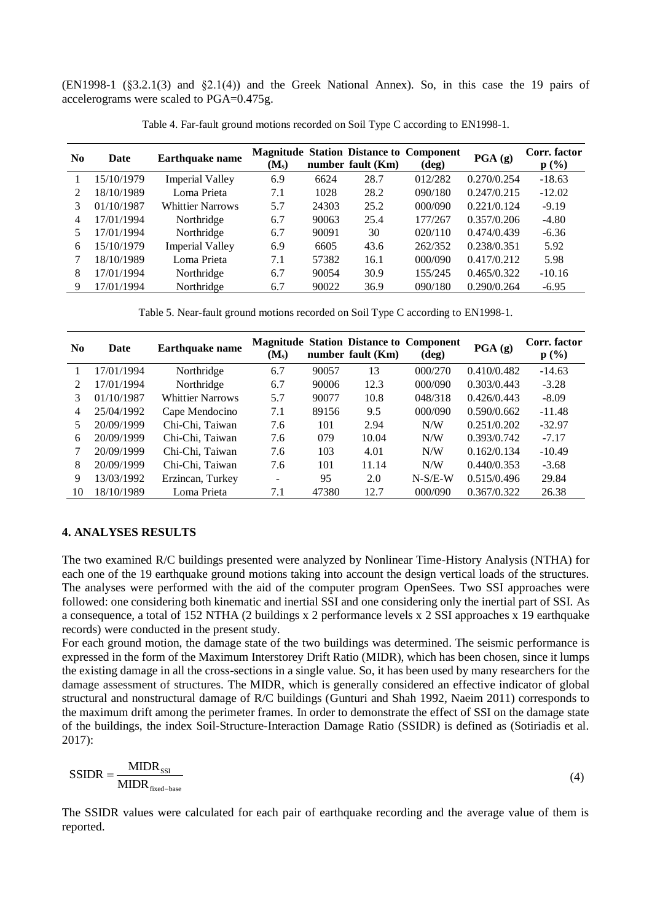(EN1998-1 (§3.2.1(3) and §2.1(4)) and the Greek National Annex). So, in this case the 19 pairs of accelerograms were scaled to PGA=0.475g.

Table 4. Far-fault ground motions recorded on Soil Type C according to EN1998-1.

| No | Date | Earthquake name | Magnitude ($M_s$) | Station number | Distance to fault (Km) | Component (deg) | PGA (g) | Corr. factor p (%) |
|---|---|---|---|---|---|---|---|---|
| 1 | 15/10/1979 | Imperial Valley | 6.9 | 6624 | 28.7 | 012/282 | 0.270/0.254 | -18.63 |
| 2 | 18/10/1989 | Loma Prieta | 7.1 | 1028 | 28.2 | 090/180 | 0.247/0.215 | -12.02 |
| 3 | 01/10/1987 | Whittier Narrows | 5.7 | 24303 | 25.2 | 000/090 | 0.221/0.124 | -9.19 |
| 4 | 17/01/1994 | Northridge | 6.7 | 90063 | 25.4 | 177/267 | 0.357/0.206 | -4.80 |
| 5 | 17/01/1994 | Northridge | 6.7 | 90091 | 30 | 020/110 | 0.474/0.439 | -6.36 |
| 6 | 15/10/1979 | Imperial Valley | 6.9 | 6605 | 43.6 | 262/352 | 0.238/0.351 | 5.92 |
| 7 | 18/10/1989 | Loma Prieta | 7.1 | 57382 | 16.1 | 000/090 | 0.417/0.212 | 5.98 |
| 8 | 17/01/1994 | Northridge | 6.7 | 90054 | 30.9 | 155/245 | 0.465/0.322 | -10.16 |
| 9 | 17/01/1994 | Northridge | 6.7 | 90022 | 36.9 | 090/180 | 0.290/0.264 | -6.95 |

Table 5. Near-fault ground motions recorded on Soil Type C according to EN1998-1.

| No | Date | Earthquake name | Magnitude ($M_s$) | Station number | Distance to fault (Km) | Component (deg) | PGA (g) | Corr. factor p (%) |
|---|---|---|---|---|---|---|---|---|
| 1 | 17/01/1994 | Northridge | 6.7 | 90057 | 13 | 000/270 | 0.410/0.482 | -14.63 |
| 2 | 17/01/1994 | Northridge | 6.7 | 90006 | 12.3 | 000/090 | 0.303/0.443 | -3.28 |
| 3 | 01/10/1987 | Whittier Narrows | 5.7 | 90077 | 10.8 | 048/318 | 0.426/0.443 | -8.09 |
| 4 | 25/04/1992 | Cape Mendocino | 7.1 | 89156 | 9.5 | 000/090 | 0.590/0.662 | -11.48 |
| 5 | 20/09/1999 | Chi-Chi, Taiwan | 7.6 | 101 | 2.94 | N/W | 0.251/0.202 | -32.97 |
| 6 | 20/09/1999 | Chi-Chi, Taiwan | 7.6 | 079 | 10.04 | N/W | 0.393/0.742 | -7.17 |
| 7 | 20/09/1999 | Chi-Chi, Taiwan | 7.6 | 103 | 4.01 | N/W | 0.162/0.134 | -10.49 |
| 8 | 20/09/1999 | Chi-Chi, Taiwan | 7.6 | 101 | 11.14 | N/W | 0.440/0.353 | -3.68 |
| 9 | 13/03/1992 | Erzincan, Turkey | - | 95 | 2.0 | N-S/E-W | 0.515/0.496 | 29.84 |
| 10 | 18/10/1989 | Loma Prieta | 7.1 | 47380 | 12.7 | 000/090 | 0.367/0.322 | 26.38 |

## 4. ANALYSES RESULTS

The two examined R/C buildings presented were analyzed by Nonlinear Time-History Analysis (NTHA) for each one of the 19 earthquake ground motions taking into account the design vertical loads of the structures. The analyses were performed with the aid of the computer program OpenSees. Two SSI approaches were followed: one considering both kinematic and inertial SSI and one considering only the inertial part of SSI. As a consequence, a total of 152 NTHA (2 buildings x 2 performance levels x 2 SSI approaches x 19 earthquake records) were conducted in the present study.

For each ground motion, the damage state of the two buildings was determined. The seismic performance is expressed in the form of the Maximum Interstorey Drift Ratio (MIDR), which has been chosen, since it lumps the existing damage in all the cross-sections in a single value. So, it has been used by many researchers for the damage assessment of structures. The MIDR, which is generally considered an effective indicator of global structural and nonstructural damage of R/C buildings (Gunturi and Shah 1992, Naeim 2011) corresponds to the maximum drift among the perimeter frames. In order to demonstrate the effect of SSI on the damage state of the buildings, the index Soil-Structure-Interaction Damage Ratio (SSIDR) is defined as (Sotiriadis et al. 2017):

$$\mathrm{SSIDR} = \frac{\mathrm{MIDR}_{\mathrm{SSI}}}{\mathrm{MIDR}_{\mathrm{fixed-base}}} \tag{4}$$

The SSIDR values were calculated for each pair of earthquake recording and the average value of them is reported.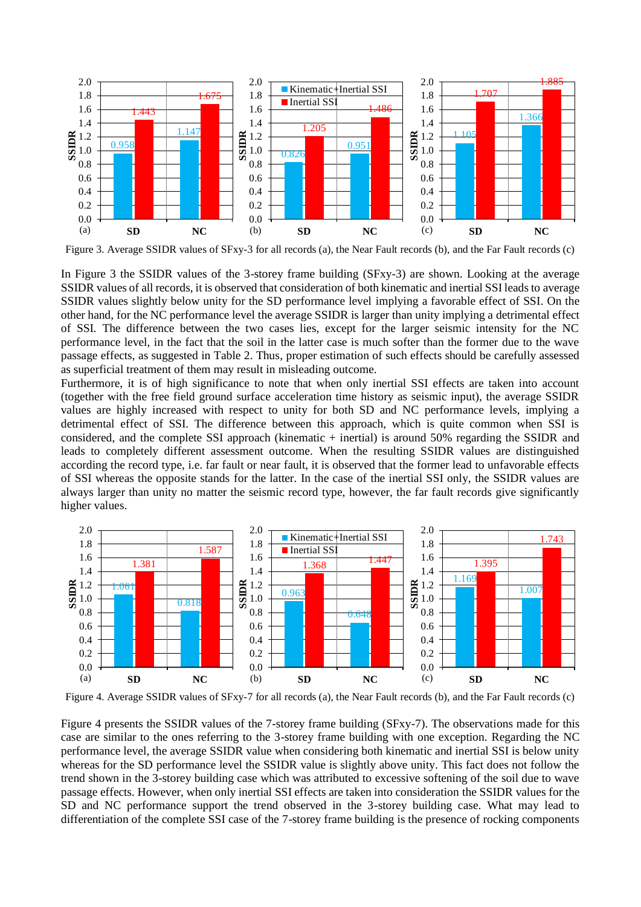Figure 3. Average SSIDR values of SFxy-3 for all records (a), the Near Fault records (b), and the Far Fault records (c)

In Figure 3 the SSIDR values of the 3-storey frame building (SFxy-3) are shown. Looking at the average SSIDR values of all records, it is observed that consideration of both kinematic and inertial SSI leads to average SSIDR values slightly below unity for the SD performance level implying a favorable effect of SSI. On the other hand, for the NC performance level the average SSIDR is larger than unity implying a detrimental effect of SSI. The difference between the two cases lies, except for the larger seismic intensity for the NC performance level, in the fact that the soil in the latter case is much softer than the former due to the wave passage effects, as suggested in Table 2. Thus, proper estimation of such effects should be carefully assessed as superficial treatment of them may result in misleading outcome.

Furthermore, it is of high significance to note that when only inertial SSI effects are taken into account (together with the free field ground surface acceleration time history as seismic input), the average SSIDR values are highly increased with respect to unity for both SD and NC performance levels, implying a detrimental effect of SSI. The difference between this approach, which is quite common when SSI is considered, and the complete SSI approach (kinematic + inertial) is around 50% regarding the SSIDR and leads to completely different assessment outcome. When the resulting SSIDR values are distinguished according the record type, i.e. far fault or near fault, it is observed that the former lead to unfavorable effects of SSI whereas the opposite stands for the latter. In the case of the inertial SSI only, the SSIDR values are always larger than unity no matter the seismic record type, however, the far fault records give significantly higher values.

Figure 4. Average SSIDR values of SFxy-7 for all records (a), the Near Fault records (b), and the Far Fault records (c)

Figure 4 presents the SSIDR values of the 7-storey frame building (SFxy-7). The observations made for this case are similar to the ones referring to the 3-storey frame building with one exception. Regarding the NC performance level, the average SSIDR value when considering both kinematic and inertial SSI is below unity whereas for the SD performance level the SSIDR value is slightly above unity. This fact does not follow the trend shown in the 3-storey building case which was attributed to excessive softening of the soil due to wave passage effects. However, when only inertial SSI effects are taken into consideration the SSIDR values for the SD and NC performance support the trend observed in the 3-storey building case. What may lead to differentiation of the complete SSI case of the 7-storey frame building is the presence of rocking components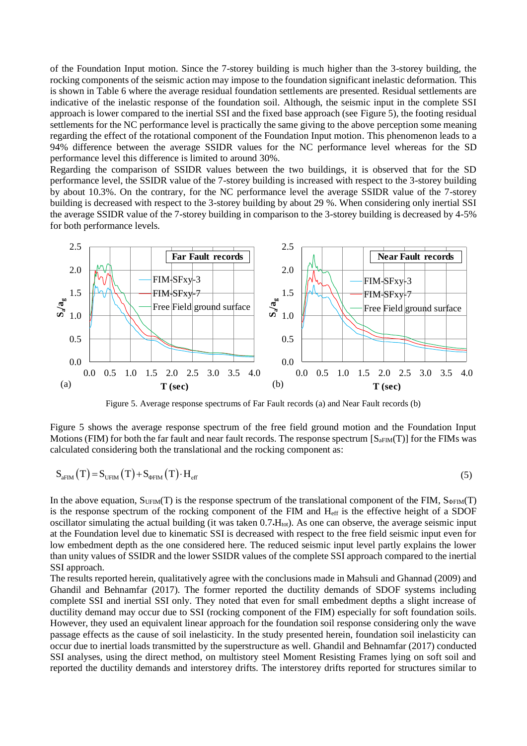of the Foundation Input motion. Since the 7-storey building is much higher than the 3-storey building, the rocking components of the seismic action may impose to the foundation significant inelastic deformation. This is shown in Table 6 where the average residual foundation settlements are presented. Residual settlements are indicative of the inelastic response of the foundation soil. Although, the seismic input in the complete SSI approach is lower compared to the inertial SSI and the fixed base approach (see Figure 5), the footing residual settlements for the NC performance level is practically the same giving to the above perception some meaning regarding the effect of the rotational component of the Foundation Input motion. This phenomenon leads to a 94% difference between the average SSIDR values for the NC performance level whereas for the SD performance level this difference is limited to around 30%.

Regarding the comparison of SSIDR values between the two buildings, it is observed that for the SD performance level, the SSIDR value of the 7-storey building is increased with respect to the 3-storey building by about 10.3%. On the contrary, for the NC performance level the average SSIDR value of the 7-storey building is decreased with respect to the 3-storey building by about 29 %. When considering only inertial SSI the average SSIDR value of the 7-storey building in comparison to the 3-storey building is decreased by 4-5% for both performance levels.

Figure 5. Average response spectrums of Far Fault records (a) and Near Fault records (b)

Figure 5 shows the average response spectrum of the free field ground motion and the Foundation Input Motions (FIM) for both the far fault and near fault records. The response spectrum [$S_{aFIM}(T)$] for the FIMs was calculated considering both the translational and the rocking component as:

$$S_{aFIM}(T) = S_{UFIM}(T) + S_{\Phi FIM}(T) \cdot H_{eff} \tag{5}$$

In the above equation, $S_{UFIM}(T)$ is the response spectrum of the translational component of the FIM, $S_{\Phi FIM}(T)$ is the response spectrum of the rocking component of the FIM and $H_{eff}$ is the effective height of a SDOF oscillator simulating the actual building (it was taken $0.7 \cdot H_{tot}$). As one can observe, the average seismic input at the Foundation level due to kinematic SSI is decreased with respect to the free field seismic input even for low embedment depth as the one considered here. The reduced seismic input level partly explains the lower than unity values of SSIDR and the lower SSIDR values of the complete SSI approach compared to the inertial SSI approach.

The results reported herein, qualitatively agree with the conclusions made in Mahsuli and Ghannad (2009) and Ghandil and Behnamfar (2017). The former reported the ductility demands of SDOF systems including complete SSI and inertial SSI only. They noted that even for small embedment depths a slight increase of ductility demand may occur due to SSI (rocking component of the FIM) especially for soft foundation soils. However, they used an equivalent linear approach for the foundation soil response considering only the wave passage effects as the cause of soil inelasticity. In the study presented herein, foundation soil inelasticity can occur due to inertial loads transmitted by the superstructure as well. Ghandil and Behnamfar (2017) conducted SSI analyses, using the direct method, on multistory steel Moment Resisting Frames lying on soft soil and reported the ductility demands and interstorey drifts. The interstorey drifts reported for structures similar to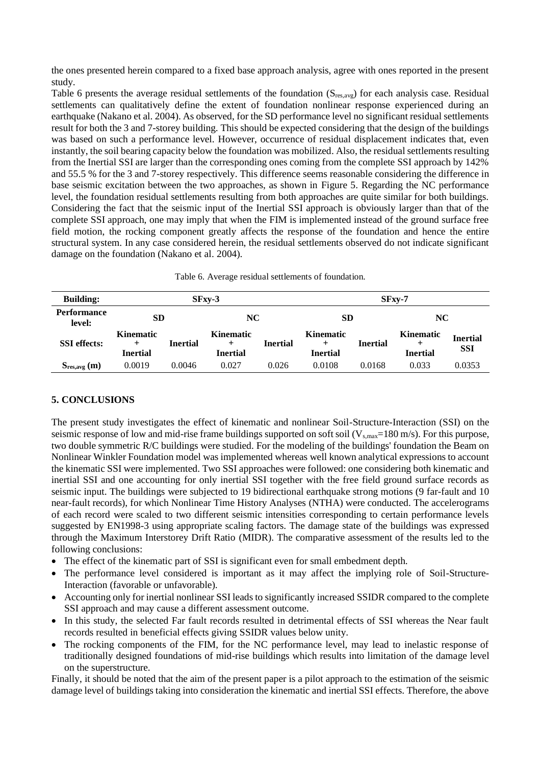the ones presented herein compared to a fixed base approach analysis, agree with ones reported in the present study.

Table 6 presents the average residual settlements of the foundation ($S_{res,avg}$) for each analysis case. Residual settlements can qualitatively define the extent of foundation nonlinear response experienced during an earthquake (Nakano et al. 2004). As observed, for the SD performance level no significant residual settlements result for both the 3 and 7-storey building. This should be expected considering that the design of the buildings was based on such a performance level. However, occurrence of residual displacement indicates that, even instantly, the soil bearing capacity below the foundation was mobilized. Also, the residual settlements resulting from the Inertial SSI are larger than the corresponding ones coming from the complete SSI approach by 142% and 55.5 % for the 3 and 7-storey respectively. This difference seems reasonable considering the difference in base seismic excitation between the two approaches, as shown in Figure 5. Regarding the NC performance level, the foundation residual settlements resulting from both approaches are quite similar for both buildings. Considering the fact that the seismic input of the Inertial SSI approach is obviously larger than that of the complete SSI approach, one may imply that when the FIM is implemented instead of the ground surface free field motion, the rocking component greatly affects the response of the foundation and hence the entire structural system. In any case considered herein, the residual settlements observed do not indicate significant damage on the foundation (Nakano et al. 2004).

Table 6. Average residual settlements of foundation.

| **Building:** | **SFxy-3** | | | | **SFxy-7** | | | |
|---|---|---|---|---|---|---|---|---|
| **Performance level:** | **SD** | | **NC** | | **SD** | | **NC** | |
| **SSI effects:** | **Kinematic + Inertial** | **Inertial** | **Kinematic + Inertial** | **Inertial** | **Kinematic + Inertial** | **Inertial** | **Kinematic + Inertial** | **Inertial SSI** |
| $S_{res,avg}$ **(m)** | 0.0019 | 0.0046 | 0.027 | 0.026 | 0.0108 | 0.0168 | 0.033 | 0.0353 |

## 5. CONCLUSIONS

The present study investigates the effect of kinematic and nonlinear Soil-Structure-Interaction (SSI) on the seismic response of low and mid-rise frame buildings supported on soft soil ($V_{s,max}$=180 m/s). For this purpose, two double symmetric R/C buildings were studied. For the modeling of the buildings' foundation the Beam on Nonlinear Winkler Foundation model was implemented whereas well known analytical expressions to account the kinematic SSI were implemented. Two SSI approaches were followed: one considering both kinematic and inertial SSI and one accounting for only inertial SSI together with the free field ground surface records as seismic input. The buildings were subjected to 19 bidirectional earthquake strong motions (9 far-fault and 10 near-fault records), for which Nonlinear Time History Analyses (NTHA) were conducted. The accelerograms of each record were scaled to two different seismic intensities corresponding to certain performance levels suggested by EN1998-3 using appropriate scaling factors. The damage state of the buildings was expressed through the Maximum Interstorey Drift Ratio (MIDR). The comparative assessment of the results led to the following conclusions:

- The effect of the kinematic part of SSI is significant even for small embedment depth.
- The performance level considered is important as it may affect the implying role of Soil-Structure-Interaction (favorable or unfavorable).
- Accounting only for inertial nonlinear SSI leads to significantly increased SSIDR compared to the complete SSI approach and may cause a different assessment outcome.
- In this study, the selected Far fault records resulted in detrimental effects of SSI whereas the Near fault records resulted in beneficial effects giving SSIDR values below unity.
- The rocking components of the FIM, for the NC performance level, may lead to inelastic response of traditionally designed foundations of mid-rise buildings which results into limitation of the damage level on the superstructure.

Finally, it should be noted that the aim of the present paper is a pilot approach to the estimation of the seismic damage level of buildings taking into consideration the kinematic and inertial SSI effects. Therefore, the above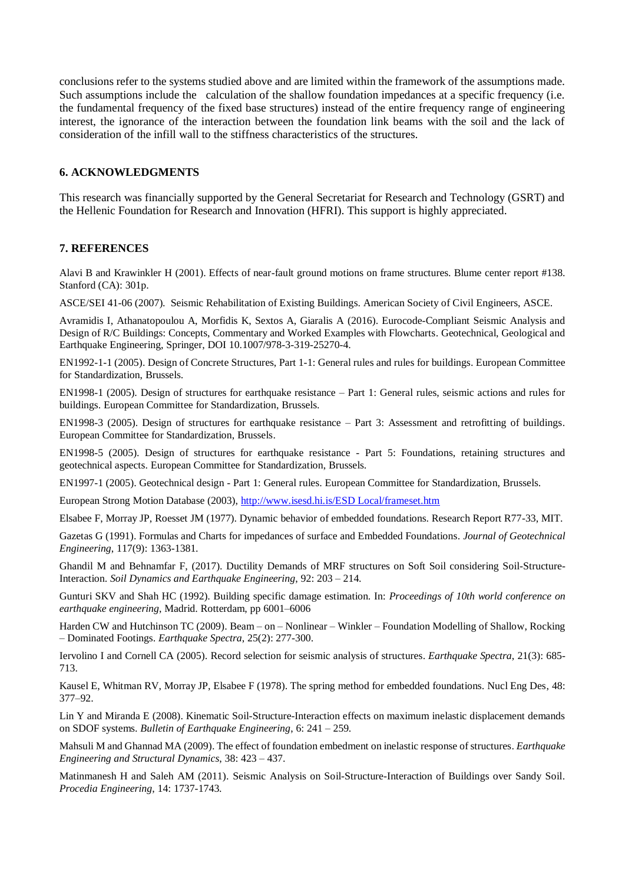conclusions refer to the systems studied above and are limited within the framework of the assumptions made. Such assumptions include the calculation of the shallow foundation impedances at a specific frequency (i.e. the fundamental frequency of the fixed base structures) instead of the entire frequency range of engineering interest, the ignorance of the interaction between the foundation link beams with the soil and the lack of consideration of the infill wall to the stiffness characteristics of the structures.

## 6. ACKNOWLEDGMENTS

This research was financially supported by the General Secretariat for Research and Technology (GSRT) and the Hellenic Foundation for Research and Innovation (HFRI). This support is highly appreciated.

## 7. REFERENCES

Alavi B and Krawinkler H (2001). Effects of near-fault ground motions on frame structures. Blume center report #138. Stanford (CA): 301p.

ASCE/SEI 41-06 (2007). Seismic Rehabilitation of Existing Buildings. American Society of Civil Engineers, ASCE.

Avramidis I, Athanatopoulou A, Morfidis K, Sextos A, Giaralis A (2016). Eurocode-Compliant Seismic Analysis and Design of R/C Buildings: Concepts, Commentary and Worked Examples with Flowcharts. Geotechnical, Geological and Earthquake Engineering, Springer, DOI 10.1007/978-3-319-25270-4.

EN1992-1-1 (2005). Design of Concrete Structures, Part 1-1: General rules and rules for buildings. European Committee for Standardization, Brussels.

EN1998-1 (2005). Design of structures for earthquake resistance – Part 1: General rules, seismic actions and rules for buildings. European Committee for Standardization, Brussels.

EN1998-3 (2005). Design of structures for earthquake resistance – Part 3: Assessment and retrofitting of buildings. European Committee for Standardization, Brussels.

EN1998-5 (2005). Design of structures for earthquake resistance - Part 5: Foundations, retaining structures and geotechnical aspects. European Committee for Standardization, Brussels.

EN1997-1 (2005). Geotechnical design - Part 1: General rules. European Committee for Standardization, Brussels.

European Strong Motion Database (2003), http://www.isesd.hi.is/ESD Local/frameset.htm

Elsabee F, Morray JP, Roesset JM (1977). Dynamic behavior of embedded foundations. Research Report R77-33, MIT.

Gazetas G (1991). Formulas and Charts for impedances of surface and Embedded Foundations. *Journal of Geotechnical Engineering*, 117(9): 1363-1381.

Ghandil M and Behnamfar F, (2017). Ductility Demands of MRF structures on Soft Soil considering Soil-Structure-Interaction. *Soil Dynamics and Earthquake Engineering*, 92: 203 – 214.

Gunturi SKV and Shah HC (1992). Building specific damage estimation. In: *Proceedings of 10th world conference on earthquake engineering*, Madrid. Rotterdam, pp 6001–6006

Harden CW and Hutchinson TC (2009). Beam – on – Nonlinear – Winkler – Foundation Modelling of Shallow, Rocking – Dominated Footings. *Earthquake Spectra*, 25(2): 277-300.

Iervolino I and Cornell CA (2005). Record selection for seismic analysis of structures. *Earthquake Spectra*, 21(3): 685-713.

Kausel E, Whitman RV, Morray JP, Elsabee F (1978). The spring method for embedded foundations. Nucl Eng Des, 48: 377–92.

Lin Y and Miranda E (2008). Kinematic Soil-Structure-Interaction effects on maximum inelastic displacement demands on SDOF systems. *Bulletin of Earthquake Engineering*, 6: 241 – 259.

Mahsuli M and Ghannad MA (2009). The effect of foundation embedment on inelastic response of structures. *Earthquake Engineering and Structural Dynamics*, 38: 423 – 437.

Matinmanesh H and Saleh AM (2011). Seismic Analysis on Soil-Structure-Interaction of Buildings over Sandy Soil. *Procedia Engineering*, 14: 1737-1743.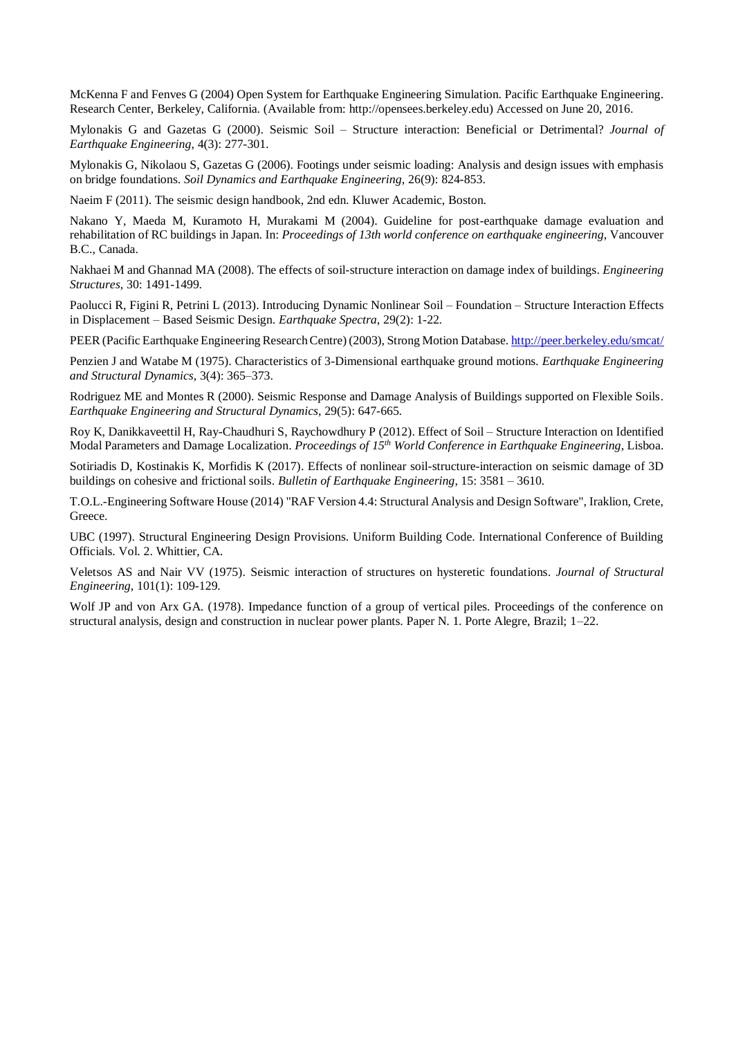McKenna F and Fenves G (2004) Open System for Earthquake Engineering Simulation. Pacific Earthquake Engineering. Research Center, Berkeley, California. (Available from: http://opensees.berkeley.edu) Accessed on June 20, 2016.

Mylonakis G and Gazetas G (2000). Seismic Soil – Structure interaction: Beneficial or Detrimental? *Journal of Earthquake Engineering*, 4(3): 277-301.

Mylonakis G, Nikolaou S, Gazetas G (2006). Footings under seismic loading: Analysis and design issues with emphasis on bridge foundations. *Soil Dynamics and Earthquake Engineering*, 26(9): 824-853.

Naeim F (2011). The seismic design handbook, 2nd edn. Kluwer Academic, Boston.

Nakano Y, Maeda M, Kuramoto H, Murakami M (2004). Guideline for post-earthquake damage evaluation and rehabilitation of RC buildings in Japan. In: *Proceedings of 13th world conference on earthquake engineering*, Vancouver B.C., Canada.

Nakhaei M and Ghannad MA (2008). The effects of soil-structure interaction on damage index of buildings. *Engineering Structures*, 30: 1491-1499.

Paolucci R, Figini R, Petrini L (2013). Introducing Dynamic Nonlinear Soil – Foundation – Structure Interaction Effects in Displacement – Based Seismic Design. *Earthquake Spectra*, 29(2): 1-22.

PEER (Pacific Earthquake Engineering Research Centre) (2003), Strong Motion Database. http://peer.berkeley.edu/smcat/

Penzien J and Watabe M (1975). Characteristics of 3-Dimensional earthquake ground motions. *Earthquake Engineering and Structural Dynamics*, 3(4): 365–373.

Rodriguez ME and Montes R (2000). Seismic Response and Damage Analysis of Buildings supported on Flexible Soils. *Earthquake Engineering and Structural Dynamics*, 29(5): 647-665.

Roy K, Danikkaveettil H, Ray-Chaudhuri S, Raychowdhury P (2012). Effect of Soil – Structure Interaction on Identified Modal Parameters and Damage Localization. *Proceedings of 15th World Conference in Earthquake Engineering*, Lisboa.

Sotiriadis D, Kostinakis K, Morfidis K (2017). Effects of nonlinear soil-structure-interaction on seismic damage of 3D buildings on cohesive and frictional soils. *Bulletin of Earthquake Engineering*, 15: 3581 – 3610.

T.O.L.-Engineering Software House (2014) "RAF Version 4.4: Structural Analysis and Design Software", Iraklion, Crete, Greece.

UBC (1997). Structural Engineering Design Provisions. Uniform Building Code. International Conference of Building Officials. Vol. 2. Whittier, CA.

Veletsos AS and Nair VV (1975). Seismic interaction of structures on hysteretic foundations. *Journal of Structural Engineering*, 101(1): 109-129.

Wolf JP and von Arx GA. (1978). Impedance function of a group of vertical piles. Proceedings of the conference on structural analysis, design and construction in nuclear power plants. Paper N. 1. Porte Alegre, Brazil; 1–22.